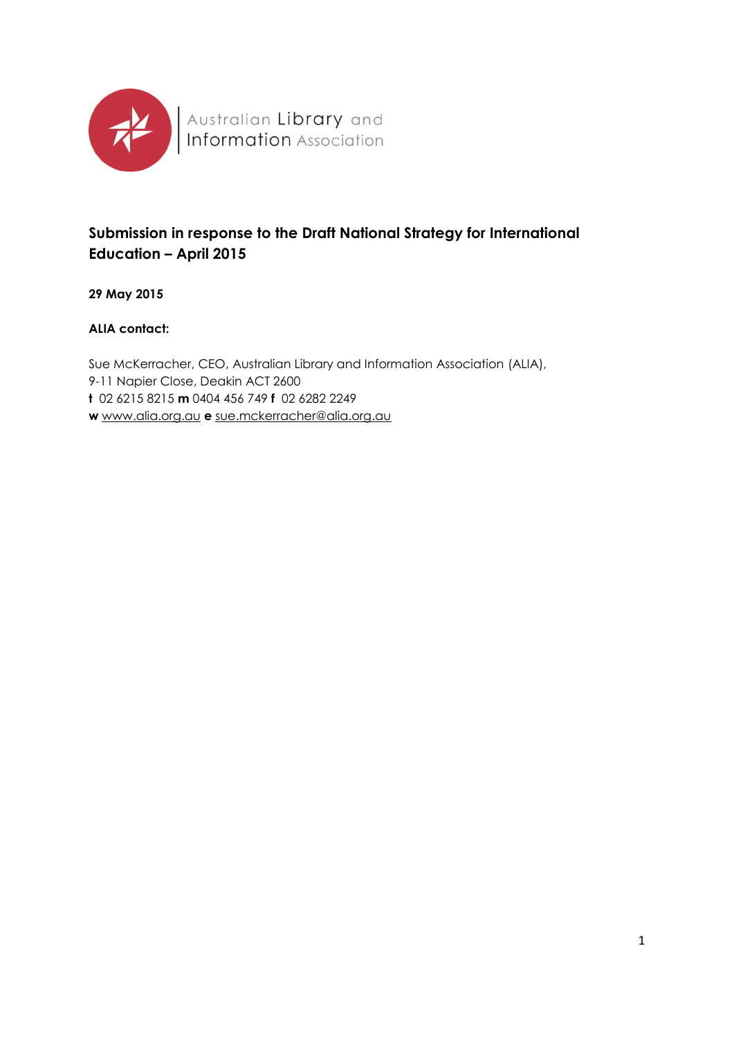Australian Library and Information Association

# Submission in response to the Draft National Strategy for International Education – April 2015

**29 May 2015**

**ALIA contact:**

Sue McKerracher, CEO, Australian Library and Information Association (ALIA),
9-11 Napier Close, Deakin ACT 2600
**t** 02 6215 8215 **m** 0404 456 749 **f** 02 6282 2249
**w** www.alia.org.au **e** sue.mckerracher@alia.org.au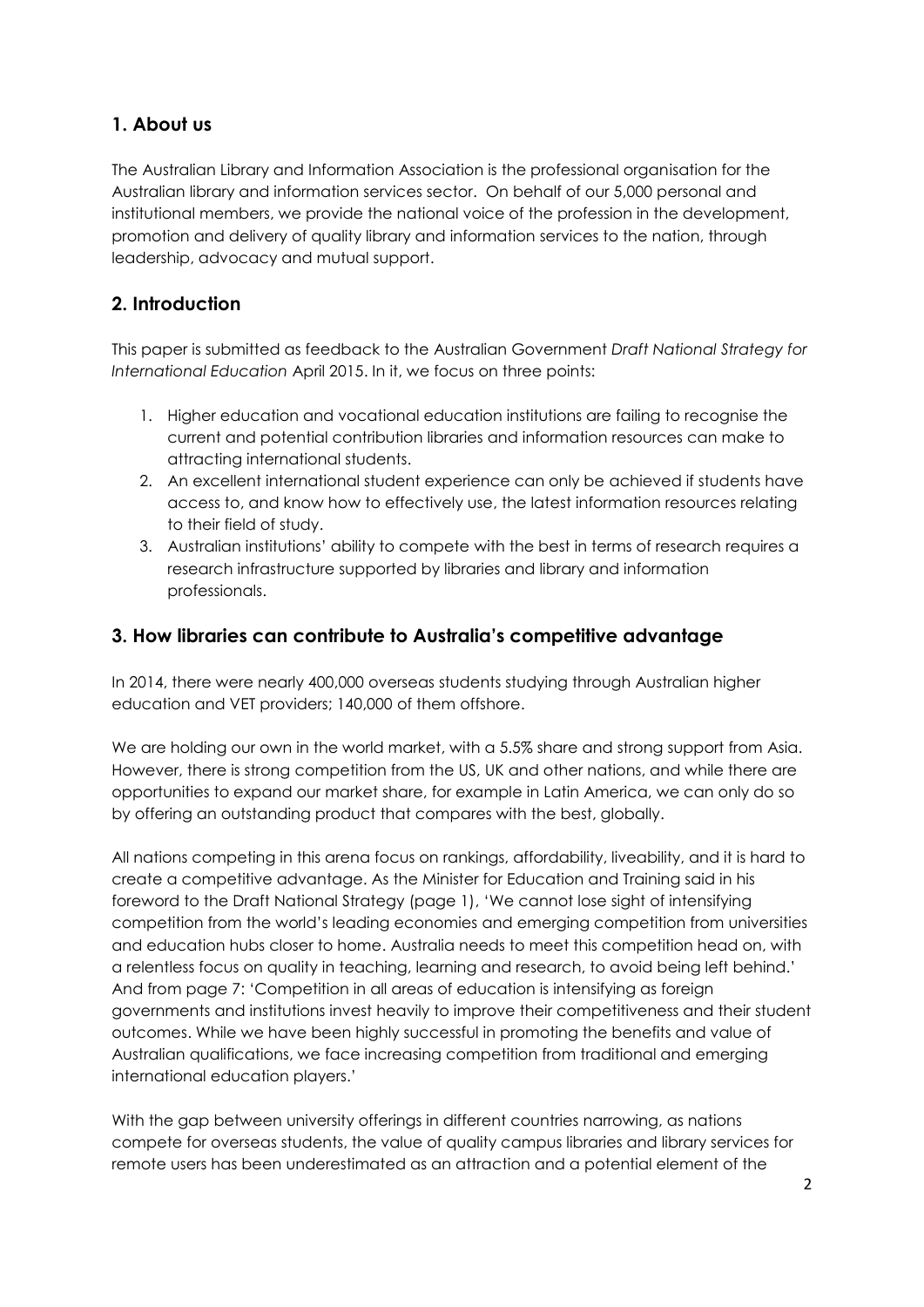## 1. About us

The Australian Library and Information Association is the professional organisation for the Australian library and information services sector. On behalf of our 5,000 personal and institutional members, we provide the national voice of the profession in the development, promotion and delivery of quality library and information services to the nation, through leadership, advocacy and mutual support.

## 2. Introduction

This paper is submitted as feedback to the Australian Government *Draft National Strategy for International Education* April 2015. In it, we focus on three points:

1. Higher education and vocational education institutions are failing to recognise the current and potential contribution libraries and information resources can make to attracting international students.
2. An excellent international student experience can only be achieved if students have access to, and know how to effectively use, the latest information resources relating to their field of study.
3. Australian institutions' ability to compete with the best in terms of research requires a research infrastructure supported by libraries and library and information professionals.

## 3. How libraries can contribute to Australia's competitive advantage

In 2014, there were nearly 400,000 overseas students studying through Australian higher education and VET providers; 140,000 of them offshore.

We are holding our own in the world market, with a 5.5% share and strong support from Asia. However, there is strong competition from the US, UK and other nations, and while there are opportunities to expand our market share, for example in Latin America, we can only do so by offering an outstanding product that compares with the best, globally.

All nations competing in this arena focus on rankings, affordability, liveability, and it is hard to create a competitive advantage. As the Minister for Education and Training said in his foreword to the Draft National Strategy (page 1), 'We cannot lose sight of intensifying competition from the world's leading economies and emerging competition from universities and education hubs closer to home. Australia needs to meet this competition head on, with a relentless focus on quality in teaching, learning and research, to avoid being left behind.' And from page 7: 'Competition in all areas of education is intensifying as foreign governments and institutions invest heavily to improve their competitiveness and their student outcomes. While we have been highly successful in promoting the benefits and value of Australian qualifications, we face increasing competition from traditional and emerging international education players.'

With the gap between university offerings in different countries narrowing, as nations compete for overseas students, the value of quality campus libraries and library services for remote users has been underestimated as an attraction and a potential element of the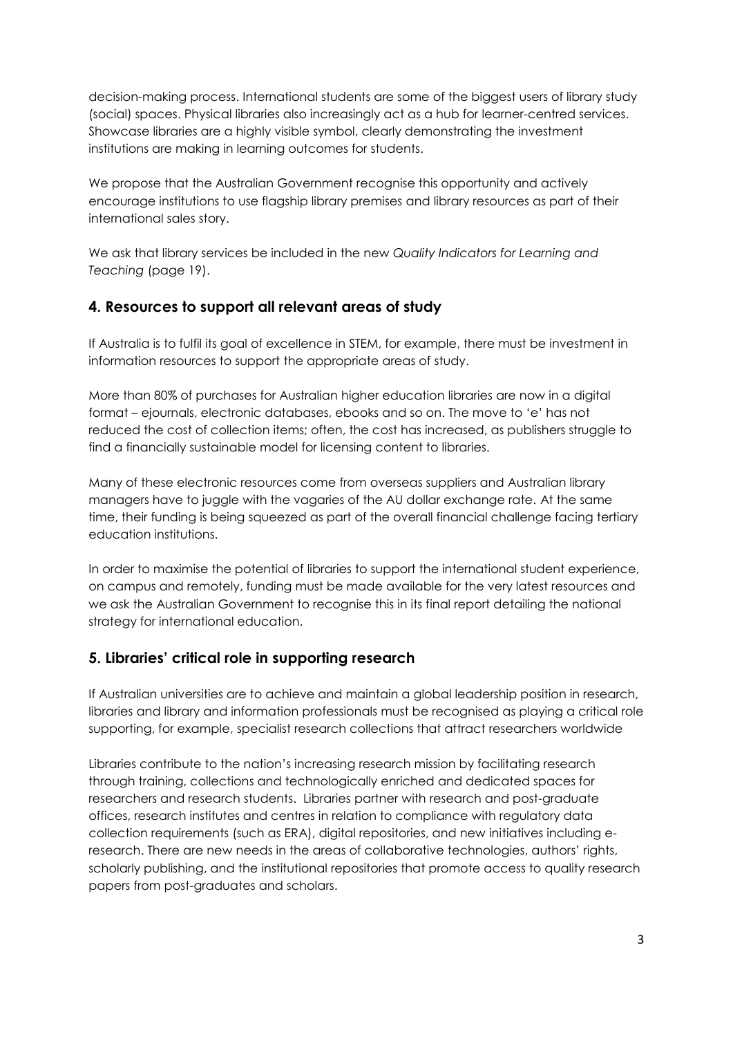decision-making process. International students are some of the biggest users of library study (social) spaces. Physical libraries also increasingly act as a hub for learner-centred services. Showcase libraries are a highly visible symbol, clearly demonstrating the investment institutions are making in learning outcomes for students.

We propose that the Australian Government recognise this opportunity and actively encourage institutions to use flagship library premises and library resources as part of their international sales story.

We ask that library services be included in the new *Quality Indicators for Learning and Teaching* (page 19).

## 4. Resources to support all relevant areas of study

If Australia is to fulfil its goal of excellence in STEM, for example, there must be investment in information resources to support the appropriate areas of study.

More than 80% of purchases for Australian higher education libraries are now in a digital format – ejournals, electronic databases, ebooks and so on. The move to 'e' has not reduced the cost of collection items; often, the cost has increased, as publishers struggle to find a financially sustainable model for licensing content to libraries.

Many of these electronic resources come from overseas suppliers and Australian library managers have to juggle with the vagaries of the AU dollar exchange rate. At the same time, their funding is being squeezed as part of the overall financial challenge facing tertiary education institutions.

In order to maximise the potential of libraries to support the international student experience, on campus and remotely, funding must be made available for the very latest resources and we ask the Australian Government to recognise this in its final report detailing the national strategy for international education.

## 5. Libraries' critical role in supporting research

If Australian universities are to achieve and maintain a global leadership position in research, libraries and library and information professionals must be recognised as playing a critical role supporting, for example, specialist research collections that attract researchers worldwide

Libraries contribute to the nation's increasing research mission by facilitating research through training, collections and technologically enriched and dedicated spaces for researchers and research students. Libraries partner with research and post-graduate offices, research institutes and centres in relation to compliance with regulatory data collection requirements (such as ERA), digital repositories, and new initiatives including e-research. There are new needs in the areas of collaborative technologies, authors' rights, scholarly publishing, and the institutional repositories that promote access to quality research papers from post-graduates and scholars.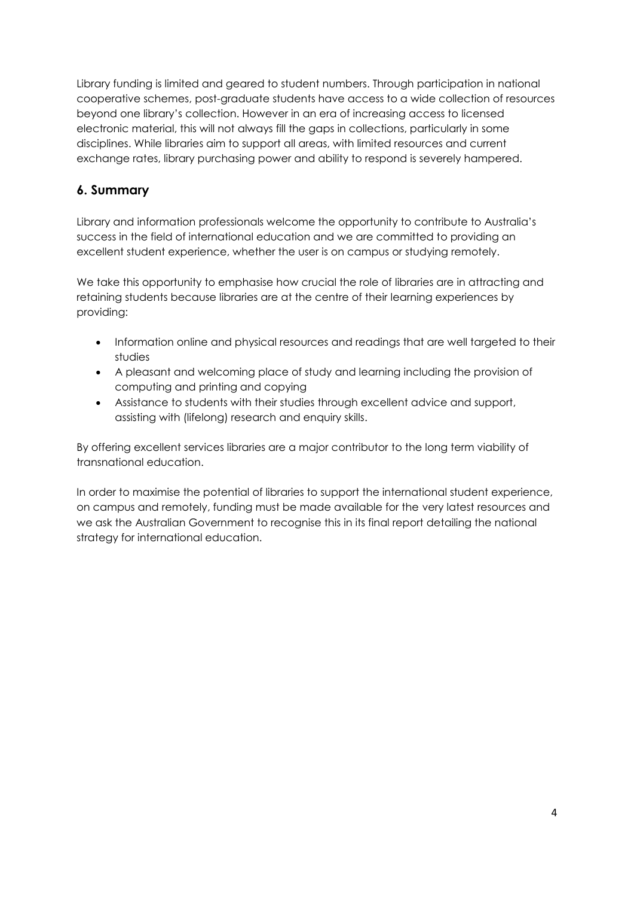Library funding is limited and geared to student numbers. Through participation in national cooperative schemes, post-graduate students have access to a wide collection of resources beyond one library's collection. However in an era of increasing access to licensed electronic material, this will not always fill the gaps in collections, particularly in some disciplines. While libraries aim to support all areas, with limited resources and current exchange rates, library purchasing power and ability to respond is severely hampered.

## 6. Summary

Library and information professionals welcome the opportunity to contribute to Australia's success in the field of international education and we are committed to providing an excellent student experience, whether the user is on campus or studying remotely.

We take this opportunity to emphasise how crucial the role of libraries are in attracting and retaining students because libraries are at the centre of their learning experiences by providing:

- Information online and physical resources and readings that are well targeted to their studies
- A pleasant and welcoming place of study and learning including the provision of computing and printing and copying
- Assistance to students with their studies through excellent advice and support, assisting with (lifelong) research and enquiry skills.

By offering excellent services libraries are a major contributor to the long term viability of transnational education.

In order to maximise the potential of libraries to support the international student experience, on campus and remotely, funding must be made available for the very latest resources and we ask the Australian Government to recognise this in its final report detailing the national strategy for international education.